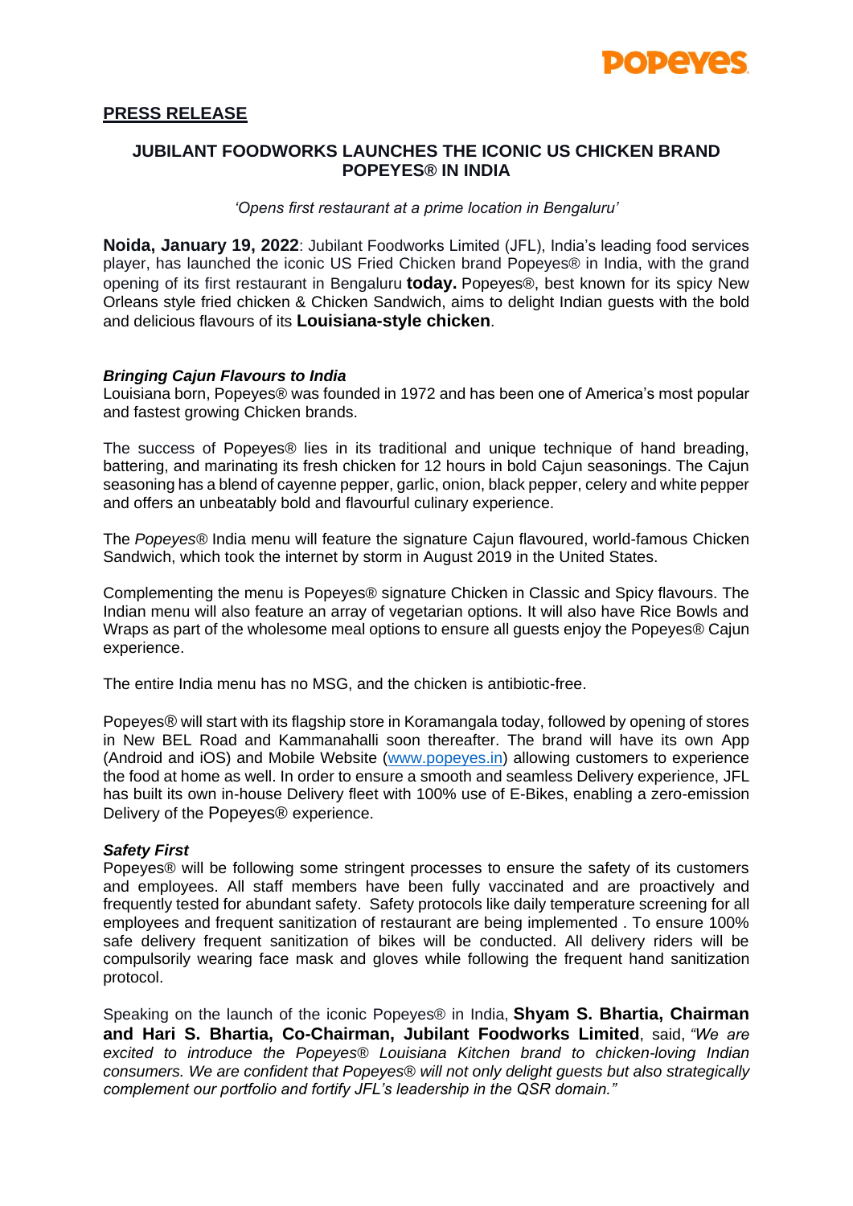**POPEYES**

## PRESS RELEASE

## JUBILANT FOODWORKS LAUNCHES THE ICONIC US CHICKEN BRAND POPEYES® IN INDIA

*'Opens first restaurant at a prime location in Bengaluru'*

**Noida, January 19, 2022**: Jubilant Foodworks Limited (JFL), India's leading food services player, has launched the iconic US Fried Chicken brand Popeyes® in India, with the grand opening of its first restaurant in Bengaluru **today.** Popeyes®, best known for its spicy New Orleans style fried chicken & Chicken Sandwich, aims to delight Indian guests with the bold and delicious flavours of its **Louisiana-style chicken**.

### *Bringing Cajun Flavours to India*

Louisiana born, Popeyes® was founded in 1972 and has been one of America's most popular and fastest growing Chicken brands.

The success of Popeyes® lies in its traditional and unique technique of hand breading, battering, and marinating its fresh chicken for 12 hours in bold Cajun seasonings. The Cajun seasoning has a blend of cayenne pepper, garlic, onion, black pepper, celery and white pepper and offers an unbeatably bold and flavourful culinary experience.

The *Popeyes®* India menu will feature the signature Cajun flavoured, world-famous Chicken Sandwich, which took the internet by storm in August 2019 in the United States.

Complementing the menu is Popeyes® signature Chicken in Classic and Spicy flavours. The Indian menu will also feature an array of vegetarian options. It will also have Rice Bowls and Wraps as part of the wholesome meal options to ensure all guests enjoy the Popeyes® Cajun experience.

The entire India menu has no MSG, and the chicken is antibiotic-free.

Popeyes® will start with its flagship store in Koramangala today, followed by opening of stores in New BEL Road and Kammanahalli soon thereafter. The brand will have its own App (Android and iOS) and Mobile Website (www.popeyes.in) allowing customers to experience the food at home as well. In order to ensure a smooth and seamless Delivery experience, JFL has built its own in-house Delivery fleet with 100% use of E-Bikes, enabling a zero-emission Delivery of the Popeyes® experience.

### *Safety First*

Popeyes® will be following some stringent processes to ensure the safety of its customers and employees. All staff members have been fully vaccinated and are proactively and frequently tested for abundant safety. Safety protocols like daily temperature screening for all employees and frequent sanitization of restaurant are being implemented . To ensure 100% safe delivery frequent sanitization of bikes will be conducted. All delivery riders will be compulsorily wearing face mask and gloves while following the frequent hand sanitization protocol.

Speaking on the launch of the iconic Popeyes® in India, **Shyam S. Bhartia, Chairman and Hari S. Bhartia, Co-Chairman, Jubilant Foodworks Limited**, said, *"We are excited to introduce the Popeyes® Louisiana Kitchen brand to chicken-loving Indian consumers. We are confident that Popeyes® will not only delight guests but also strategically complement our portfolio and fortify JFL's leadership in the QSR domain."*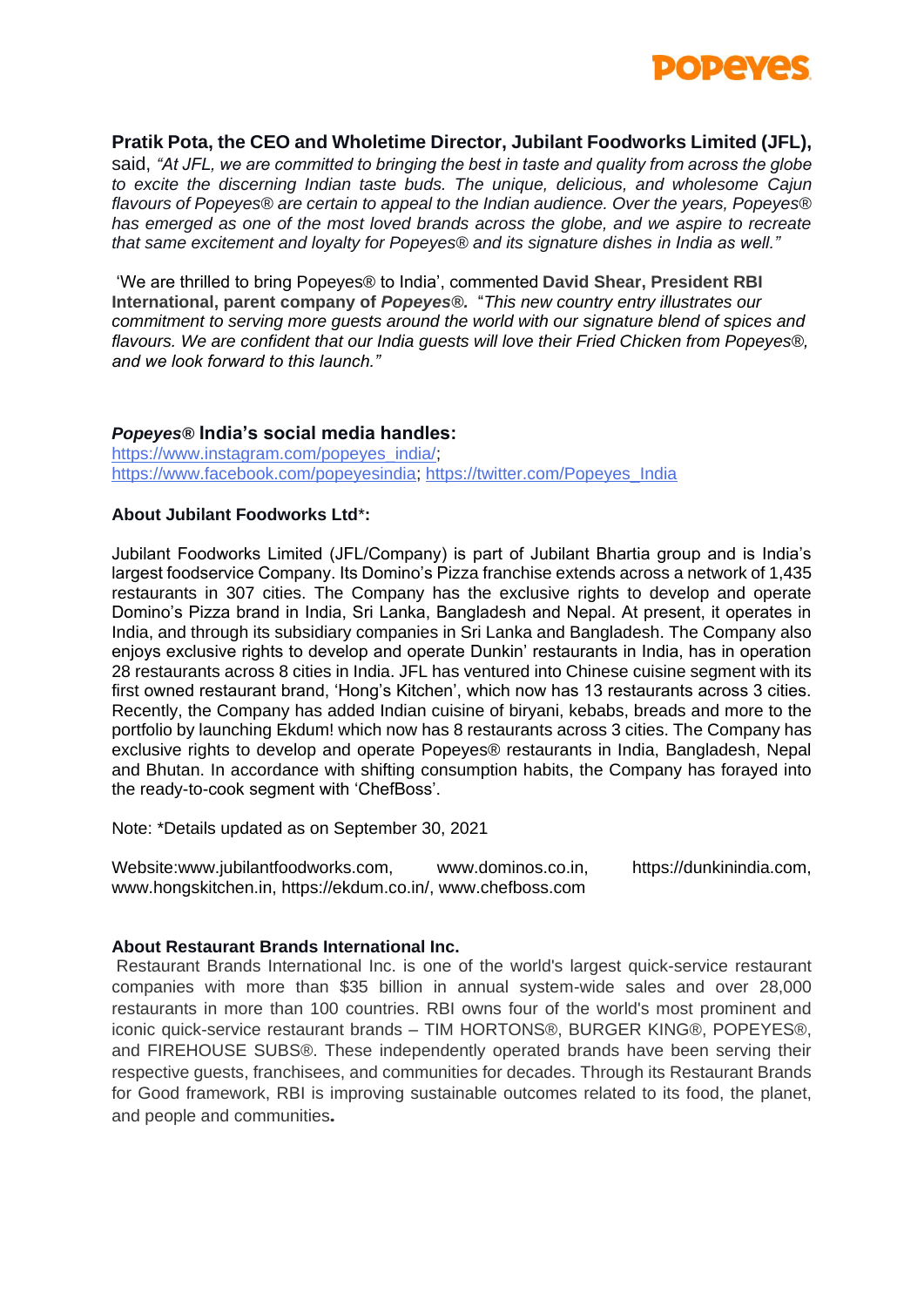**Pratik Pota, the CEO and Wholetime Director, Jubilant Foodworks Limited (JFL),** said, *"At JFL, we are committed to bringing the best in taste and quality from across the globe to excite the discerning Indian taste buds. The unique, delicious, and wholesome Cajun flavours of Popeyes® are certain to appeal to the Indian audience. Over the years, Popeyes® has emerged as one of the most loved brands across the globe, and we aspire to recreate that same excitement and loyalty for Popeyes® and its signature dishes in India as well."*

'We are thrilled to bring Popeyes® to India', commented **David Shear, President RBI International, parent company of *Popeyes®*.** "*This new country entry illustrates our commitment to serving more guests around the world with our signature blend of spices and flavours. We are confident that our India guests will love their Fried Chicken from Popeyes®, and we look forward to this launch."*

### ***Popeyes®* India's social media handles:**

https://www.instagram.com/popeyes_india/;
https://www.facebook.com/popeyesindia; https://twitter.com/Popeyes_India

### **About Jubilant Foodworks Ltd*:**

Jubilant Foodworks Limited (JFL/Company) is part of Jubilant Bhartia group and is India's largest foodservice Company. Its Domino's Pizza franchise extends across a network of 1,435 restaurants in 307 cities. The Company has the exclusive rights to develop and operate Domino's Pizza brand in India, Sri Lanka, Bangladesh and Nepal. At present, it operates in India, and through its subsidiary companies in Sri Lanka and Bangladesh. The Company also enjoys exclusive rights to develop and operate Dunkin' restaurants in India, has in operation 28 restaurants across 8 cities in India. JFL has ventured into Chinese cuisine segment with its first owned restaurant brand, 'Hong's Kitchen', which now has 13 restaurants across 3 cities. Recently, the Company has added Indian cuisine of biryani, kebabs, breads and more to the portfolio by launching Ekdum! which now has 8 restaurants across 3 cities. The Company has exclusive rights to develop and operate Popeyes® restaurants in India, Bangladesh, Nepal and Bhutan. In accordance with shifting consumption habits, the Company has forayed into the ready-to-cook segment with 'ChefBoss'.

Note: *Details updated as on September 30, 2021

Website:www.jubilantfoodworks.com, www.dominos.co.in, https://dunkinindia.com, www.hongskitchen.in, https://ekdum.co.in/, www.chefboss.com

### **About Restaurant Brands International Inc.**

Restaurant Brands International Inc. is one of the world's largest quick-service restaurant companies with more than $35 billion in annual system-wide sales and over 28,000 restaurants in more than 100 countries. RBI owns four of the world's most prominent and iconic quick-service restaurant brands – TIM HORTONS®, BURGER KING®, POPEYES®, and FIREHOUSE SUBS®. These independently operated brands have been serving their respective guests, franchisees, and communities for decades. Through its Restaurant Brands for Good framework, RBI is improving sustainable outcomes related to its food, the planet, and people and communities**.**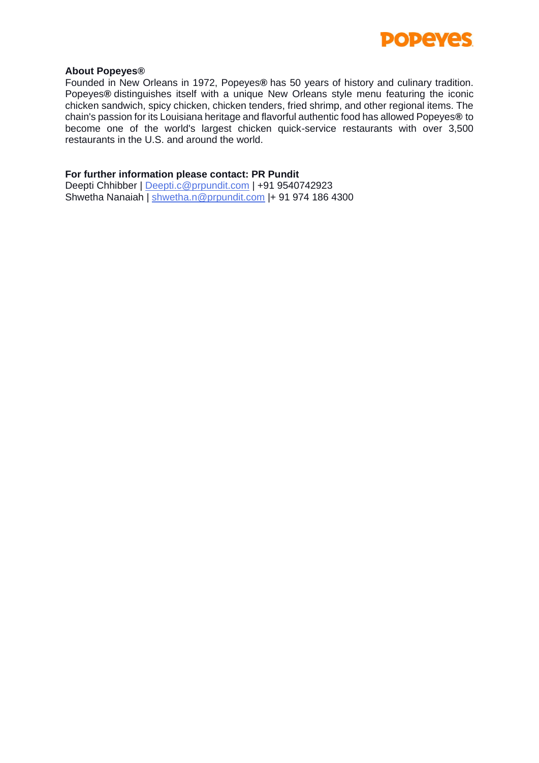**About Popeyes®**

Founded in New Orleans in 1972, Popeyes® has 50 years of history and culinary tradition. Popeyes® distinguishes itself with a unique New Orleans style menu featuring the iconic chicken sandwich, spicy chicken, chicken tenders, fried shrimp, and other regional items. The chain's passion for its Louisiana heritage and flavorful authentic food has allowed Popeyes® to become one of the world's largest chicken quick-service restaurants with over 3,500 restaurants in the U.S. and around the world.

**For further information please contact: PR Pundit**

Deepti Chhibber | Deepti.c@prpundit.com | +91 9540742923
Shwetha Nanaiah | shwetha.n@prpundit.com |+ 91 974 186 4300